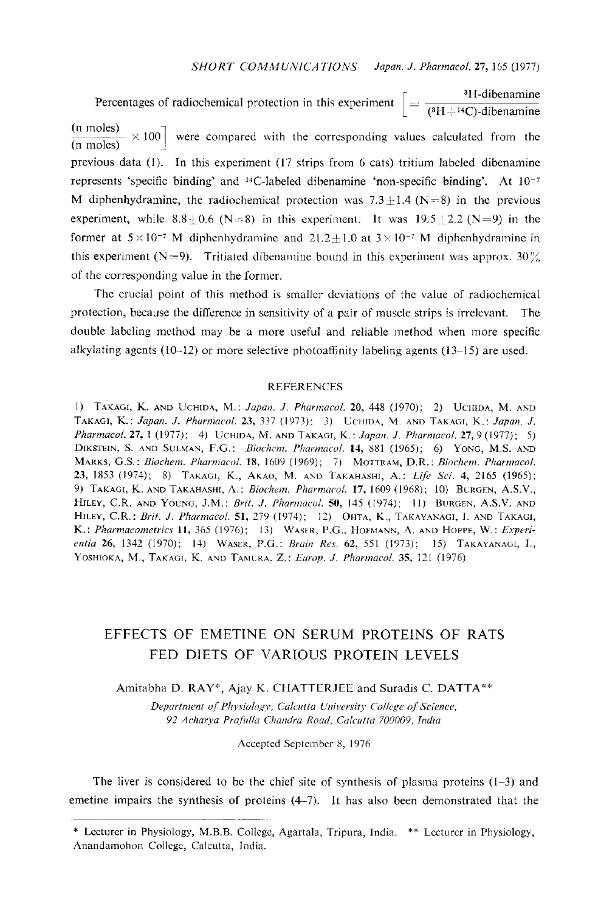Percentages of radiochemical protection in this experiment $\left[ = \frac{^{3}\text{H-dibenamine (n moles)}}{(^{3}\text{H}+^{14}\text{C})\text{-dibenamine (n moles)}} \times 100 \right]$ were compared with the corresponding values calculated from the previous data (1). In this experiment (17 strips from 6 cats) tritium labeled dibenamine represents 'specific binding' and $^{14}C$-labeled dibenamine 'non-specific binding'. At $10^{-7}$ M diphenhydramine, the radiochemical protection was $7.3 \pm 1.4$ (N=8) in the previous experiment, while $8.8 \pm 0.6$ (N=8) in this experiment. It was $19.5 \pm 2.2$ (N=9) in the former at $5 \times 10^{-7}$ M diphenhydramine and $21.2 \pm 1.0$ at $3 \times 10^{-7}$ M diphenhydramine in this experiment (N=9). Tritiated dibenamine bound in this experiment was approx. 30% of the corresponding value in the former.

The crucial point of this method is smaller deviations of the value of radiochemical protection, because the difference in sensitivity of a pair of muscle strips is irrelevant. The double labeling method may be a more useful and reliable method when more specific alkylating agents (10–12) or more selective photoaffinity labeling agents (13–15) are used.

## REFERENCES

1) Takagi, K. and Uchida, M.: *Japan. J. Pharmacol.* **20**, 448 (1970); 2) Uchida, M. and Takagi, K.: *Japan. J. Pharmacol.* **23**, 337 (1973); 3) Uchida, M. and Takagi, K.: *Japan. J. Pharmacol.* **27**, 1 (1977); 4) Uchida, M. and Takagi, K.: *Japan. J. Pharmacol.* **27**, 9 (1977); 5) Dikstein, S. and Sulman, F.G.: *Biochem. Pharmacol.* **14**, 881 (1965); 6) Yong, M.S. and Marks, G.S.: *Biochem. Pharmacol.* **18**, 1609 (1969); 7) Mottram, D.R.: *Biochem. Pharmacol.* **23**, 1853 (1974); 8) Takagi, K., Akao, M. and Takahashi, A.: *Life Sci.* **4**, 2165 (1965); 9) Takagi, K. and Takahashi, A.: *Biochem. Pharmacol.* **17**, 1609 (1968); 10) Burgen, A.S.V., Hiley, C.R. and Young, J.M.: *Brit. J. Pharmacol.* **50**, 145 (1974); 11) Burgen, A.S.V. and Hiley, C.R.: *Brit. J. Pharmacol.* **51**, 279 (1974); 12) Ohta, K., Takayanagi, I. and Takagi, K.: *Pharmacometrics* **11**, 365 (1976); 13) Waser, P.G., Hofmann, A. and Hoppe, W.: *Experientia* **26**, 1342 (1970); 14) Waser, P.G.: *Brain Res.* **62**, 551 (1973); 15) Takayanagi, I., Yoshioka, M., Takagi, K. and Tamura, Z.: *Europ. J. Pharmacol.* **35**, 121 (1976)

# EFFECTS OF EMETINE ON SERUM PROTEINS OF RATS FED DIETS OF VARIOUS PROTEIN LEVELS

Amitabha D. RAY*, Ajay K. CHATTERJEE and Suradis C. DATTA**

*Department of Physiology, Calcutta University College of Science, 92 Acharya Prafulla Chandra Road, Calcutta 700009, India*

Accepted September 8, 1976

The liver is considered to be the chief site of synthesis of plasma proteins (1–3) and emetine impairs the synthesis of proteins (4–7). It has also been demonstrated that the

* Lecturer in Physiology, M.B.B. College, Agartala, Tripura, India. ** Lecturer in Physiology, Anandamohon College, Calcutta, India.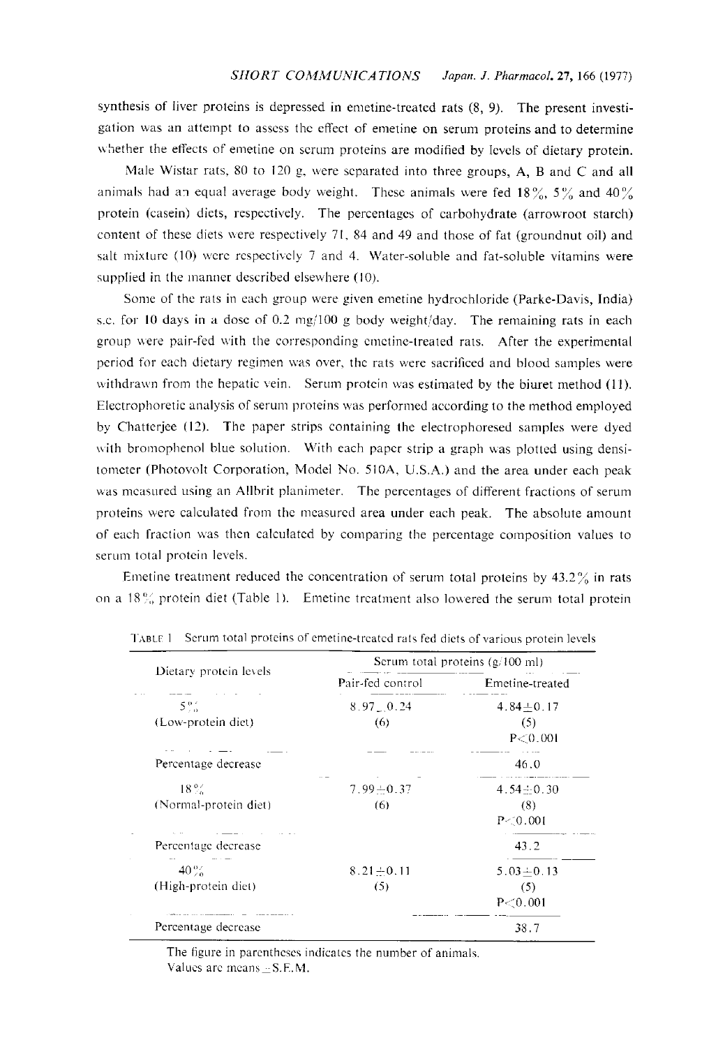synthesis of liver proteins is depressed in emetine-treated rats (8, 9). The present investigation was an attempt to assess the effect of emetine on serum proteins and to determine whether the effects of emetine on serum proteins are modified by levels of dietary protein.

Male Wistar rats, 80 to 120 g, were separated into three groups, A, B and C and all animals had an equal average body weight. These animals were fed 18%, 5% and 40% protein (casein) diets, respectively. The percentages of carbohydrate (arrowroot starch) content of these diets were respectively 71, 84 and 49 and those of fat (groundnut oil) and salt mixture (10) were respectively 7 and 4. Water-soluble and fat-soluble vitamins were supplied in the manner described elsewhere (10).

Some of the rats in each group were given emetine hydrochloride (Parke-Davis, India) s.c. for 10 days in a dose of 0.2 mg/100 g body weight/day. The remaining rats in each group were pair-fed with the corresponding emetine-treated rats. After the experimental period for each dietary regimen was over, the rats were sacrificed and blood samples were withdrawn from the hepatic vein. Serum protein was estimated by the biuret method (11). Electrophoretic analysis of serum proteins was performed according to the method employed by Chatterjee (12). The paper strips containing the electrophoresed samples were dyed with bromophenol blue solution. With each paper strip a graph was plotted using densitometer (Photovolt Corporation, Model No. 510A, U.S.A.) and the area under each peak was measured using an Allbrit planimeter. The percentages of different fractions of serum proteins were calculated from the measured area under each peak. The absolute amount of each fraction was then calculated by comparing the percentage composition values to serum total protein levels.

Emetine treatment reduced the concentration of serum total proteins by 43.2% in rats on a 18% protein diet (Table 1). Emetine treatment also lowered the serum total protein

TABLE 1 Serum total proteins of emetine-treated rats fed diets of various protein levels

| Dietary protein levels | Serum total proteins (g/100 ml) | |
|---|---|---|
| | Pair-fed control | Emetine-treated |
| 5% (Low-protein diet) | $8.97 \pm 0.24$ (6) | $4.84 \pm 0.17$ (5) $P < 0.001$ |
| Percentage decrease | | 46.0 |
| 18% (Normal-protein diet) | $7.99 \pm 0.37$ (6) | $4.54 \pm 0.30$ (8) $P < 0.001$ |
| Percentage decrease | | 43.2 |
| 40% (High-protein diet) | $8.21 \pm 0.11$ (5) | $5.03 \pm 0.13$ (5) $P < 0.001$ |
| Percentage decrease | | 38.7 |

The figure in parentheses indicates the number of animals.
Values are means ± S.E.M.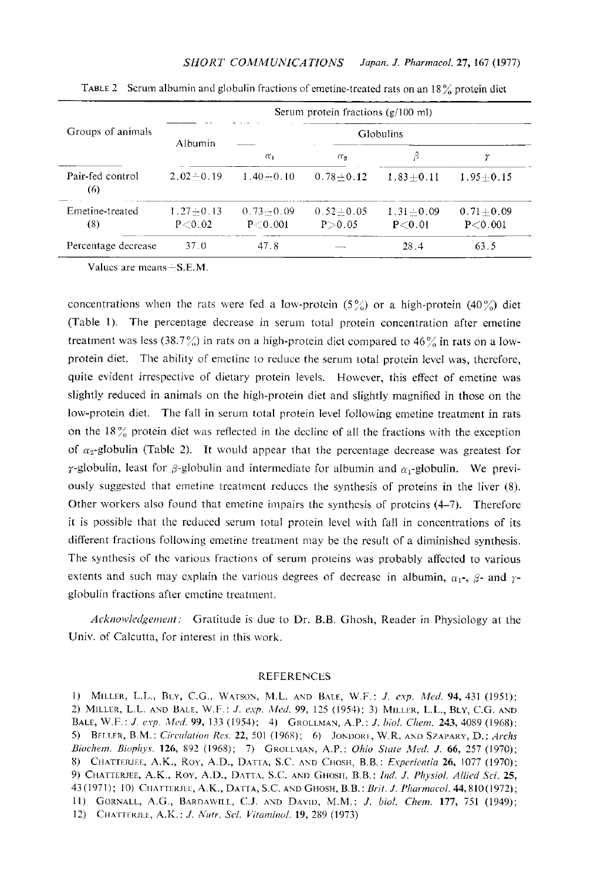TABLE 2 Serum albumin and globulin fractions of emetine-treated rats on an 18% protein diet

| Groups of animals | Serum protein fractions (g/100 ml) | | | | |
|---|---|---|---|---|---|
| | Albumin | Globulins | | | |
| | | $\alpha_1$ | $\alpha_2$ | $\beta$ | $\gamma$ |
| Pair-fed control (6) | 2.02±0.19 | 1.40±0.10 | 0.78±0.12 | 1.83±0.11 | 1.95±0.15 |
| Emetine-treated (8) | 1.27±0.13 $P<0.02$ | 0.73±0.09 $P<0.001$ | 0.52±0.05 $P>0.05$ | 1.31±0.09 $P<0.01$ | 0.71±0.09 $P<0.001$ |
| Percentage decrease | 37.0 | 47.8 | — | 28.4 | 63.5 |

Values are means±S.E.M.

concentrations when the rats were fed a low-protein (5%) or a high-protein (40%) diet (Table 1). The percentage decrease in serum total protein concentration after emetine treatment was less (38.7%) in rats on a high-protein diet compared to 46% in rats on a low-protein diet. The ability of emetine to reduce the serum total protein level was, therefore, quite evident irrespective of dietary protein levels. However, this effect of emetine was slightly reduced in animals on the high-protein diet and slightly magnified in those on the low-protein diet. The fall in serum total protein level following emetine treatment in rats on the 18% protein diet was reflected in the decline of all the fractions with the exception of $\alpha_2$-globulin (Table 2). It would appear that the percentage decrease was greatest for $\gamma$-globulin, least for $\beta$-globulin and intermediate for albumin and $\alpha_1$-globulin. We previously suggested that emetine treatment reduces the synthesis of proteins in the liver (8). Other workers also found that emetine impairs the synthesis of proteins (4–7). Therefore it is possible that the reduced serum total protein level with fall in concentrations of its different fractions following emetine treatment may be the result of a diminished synthesis. The synthesis of the various fractions of serum proteins was probably affected to various extents and such may explain the various degrees of decrease in albumin, $\alpha_1$-, $\beta$- and $\gamma$-globulin fractions after emetine treatment.

*Acknowledgement:* Gratitude is due to Dr. B.B. Ghosh, Reader in Physiology at the Univ. of Calcutta, for interest in this work.

## REFERENCES

1) Miller, L.L., Bly, C.G., Watson, M.L. and Bale, W.F.: *J. exp. Med.* **94**, 431 (1951); 2) Miller, L.L. and Bale, W.F.: *J. exp. Med.* **99**, 125 (1954); 3) Miller, L.L., Bly, C.G. and Bale, W.F.: *J. exp. Med.* **99**, 133 (1954); 4) Grollman, A.P.: *J. biol. Chem.* **243**, 4089 (1968); 5) Beller, B.M.: *Circulation Res.* **22**, 501 (1968); 6) Jondorf, W.R. and Szapary, D.: *Archs Biochem. Biophys.* **126**, 892 (1968); 7) Grollman, A.P.: *Ohio State Med. J.* **66**, 257 (1970); 8) Chatterjee, A.K., Roy, A.D., Datta, S.C. and Ghosh, B.B.: *Experientia* **26**, 1077 (1970); 9) Chatterjee, A.K., Roy, A.D., Datta, S.C. and Ghosh, B.B.: *Ind. J. Physiol. Allied Sci.* **25**, 43 (1971); 10) Chatterjee, A.K., Datta, S.C. and Ghosh, B.B.: *Brit. J. Pharmacol.* **44**, 810 (1972); 11) Gornall, A.G., Bardawill, C.J. and David, M.M.: *J. biol. Chem.* **177**, 751 (1949); 12) Chatterjee, A.K.: *J. Nutr. Sci. Vitaminol.* **19**, 289 (1973)